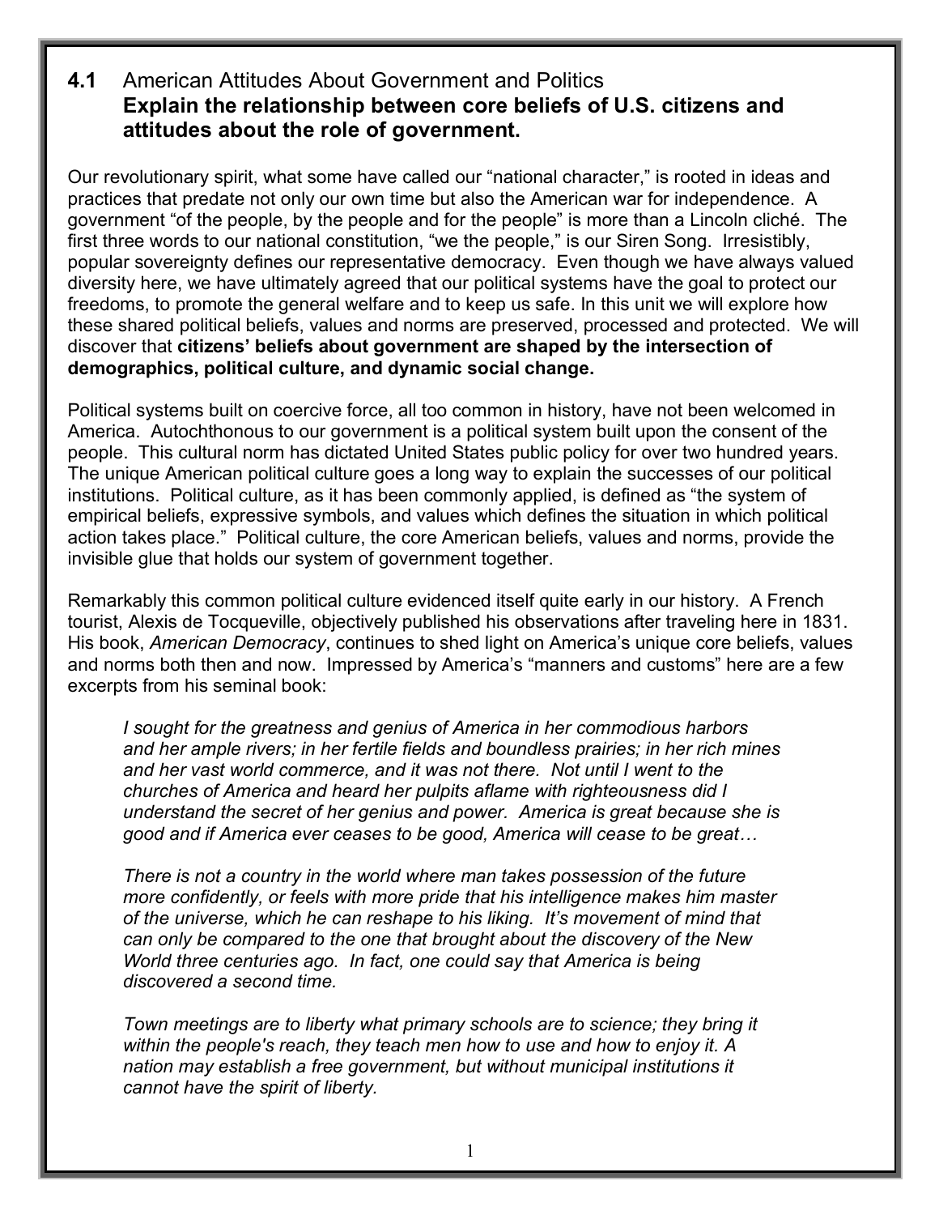## 4.1 American Attitudes About Government and Politics
### Explain the relationship between core beliefs of U.S. citizens and attitudes about the role of government.

Our revolutionary spirit, what some have called our "national character," is rooted in ideas and practices that predate not only our own time but also the American war for independence. A government "of the people, by the people and for the people" is more than a Lincoln cliché. The first three words to our national constitution, "we the people," is our Siren Song. Irresistibly, popular sovereignty defines our representative democracy. Even though we have always valued diversity here, we have ultimately agreed that our political systems have the goal to protect our freedoms, to promote the general welfare and to keep us safe. In this unit we will explore how these shared political beliefs, values and norms are preserved, processed and protected. We will discover that **citizens' beliefs about government are shaped by the intersection of demographics, political culture, and dynamic social change.**

Political systems built on coercive force, all too common in history, have not been welcomed in America. Autochthonous to our government is a political system built upon the consent of the people. This cultural norm has dictated United States public policy for over two hundred years. The unique American political culture goes a long way to explain the successes of our political institutions. Political culture, as it has been commonly applied, is defined as "the system of empirical beliefs, expressive symbols, and values which defines the situation in which political action takes place." Political culture, the core American beliefs, values and norms, provide the invisible glue that holds our system of government together.

Remarkably this common political culture evidenced itself quite early in our history. A French tourist, Alexis de Tocqueville, objectively published his observations after traveling here in 1831. His book, *American Democracy*, continues to shed light on America's unique core beliefs, values and norms both then and now. Impressed by America's "manners and customs" here are a few excerpts from his seminal book:

> *I sought for the greatness and genius of America in her commodious harbors and her ample rivers; in her fertile fields and boundless prairies; in her rich mines and her vast world commerce, and it was not there. Not until I went to the churches of America and heard her pulpits aflame with righteousness did I understand the secret of her genius and power. America is great because she is good and if America ever ceases to be good, America will cease to be great…*
>
> *There is not a country in the world where man takes possession of the future more confidently, or feels with more pride that his intelligence makes him master of the universe, which he can reshape to his liking. It's movement of mind that can only be compared to the one that brought about the discovery of the New World three centuries ago. In fact, one could say that America is being discovered a second time.*
>
> *Town meetings are to liberty what primary schools are to science; they bring it within the people's reach, they teach men how to use and how to enjoy it. A nation may establish a free government, but without municipal institutions it cannot have the spirit of liberty.*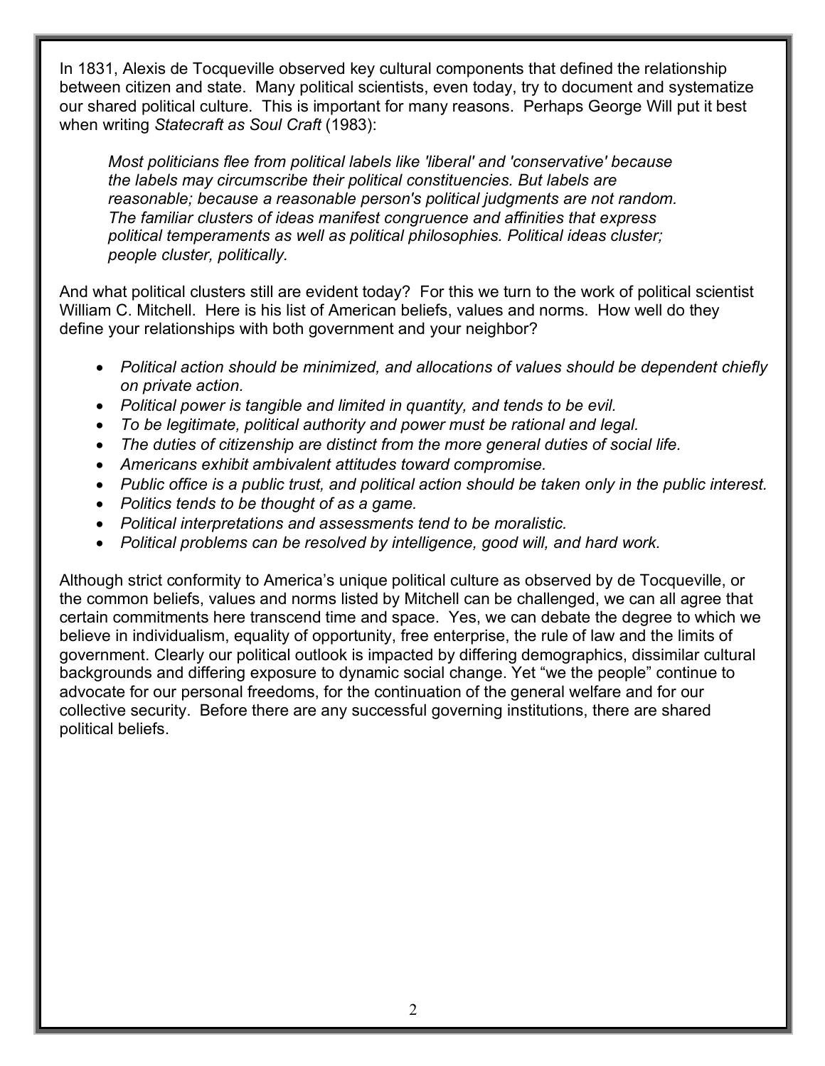In 1831, Alexis de Tocqueville observed key cultural components that defined the relationship between citizen and state. Many political scientists, even today, try to document and systematize our shared political culture. This is important for many reasons. Perhaps George Will put it best when writing *Statecraft as Soul Craft* (1983):

> *Most politicians flee from political labels like 'liberal' and 'conservative' because the labels may circumscribe their political constituencies. But labels are reasonable; because a reasonable person's political judgments are not random. The familiar clusters of ideas manifest congruence and affinities that express political temperaments as well as political philosophies. Political ideas cluster; people cluster, politically.*

And what political clusters still are evident today? For this we turn to the work of political scientist William C. Mitchell. Here is his list of American beliefs, values and norms. How well do they define your relationships with both government and your neighbor?

- *Political action should be minimized, and allocations of values should be dependent chiefly on private action.*
- *Political power is tangible and limited in quantity, and tends to be evil.*
- *To be legitimate, political authority and power must be rational and legal.*
- *The duties of citizenship are distinct from the more general duties of social life.*
- *Americans exhibit ambivalent attitudes toward compromise.*
- *Public office is a public trust, and political action should be taken only in the public interest.*
- *Politics tends to be thought of as a game.*
- *Political interpretations and assessments tend to be moralistic.*
- *Political problems can be resolved by intelligence, good will, and hard work.*

Although strict conformity to America's unique political culture as observed by de Tocqueville, or the common beliefs, values and norms listed by Mitchell can be challenged, we can all agree that certain commitments here transcend time and space. Yes, we can debate the degree to which we believe in individualism, equality of opportunity, free enterprise, the rule of law and the limits of government. Clearly our political outlook is impacted by differing demographics, dissimilar cultural backgrounds and differing exposure to dynamic social change. Yet "we the people" continue to advocate for our personal freedoms, for the continuation of the general welfare and for our collective security. Before there are any successful governing institutions, there are shared political beliefs.